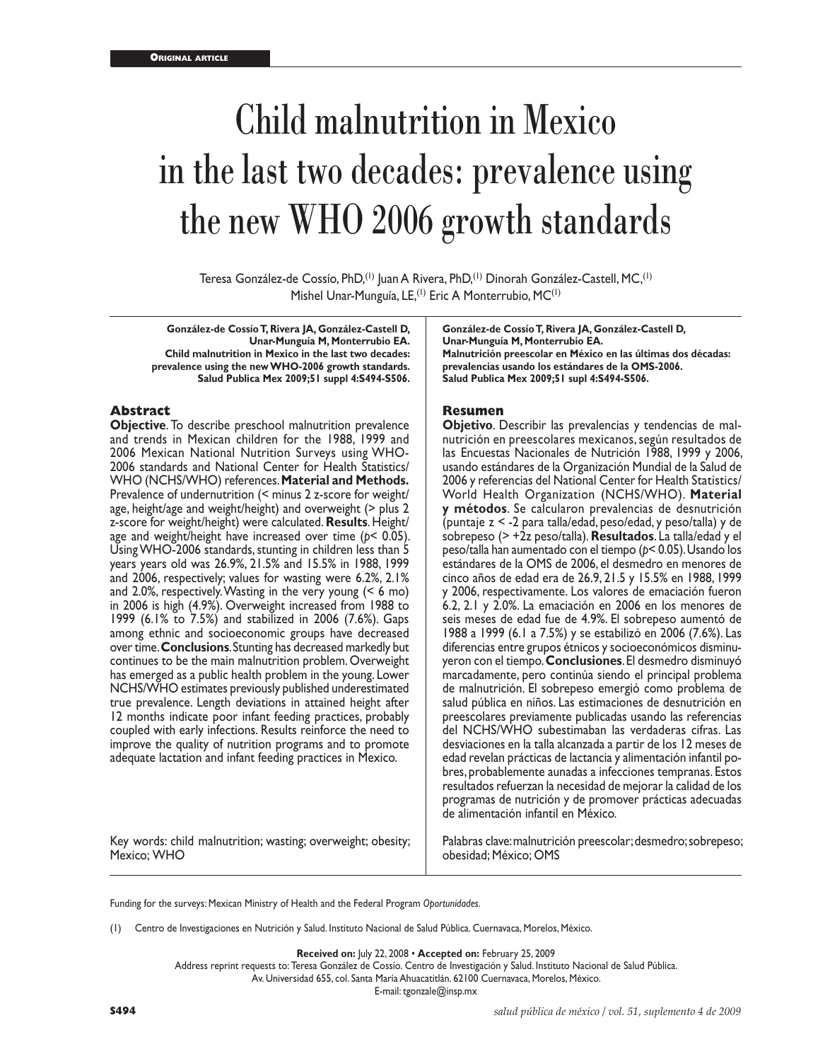**Original article**

# Child malnutrition in Mexico in the last two decades: prevalence using the new WHO 2006 growth standards

Teresa González-de Cossío, PhD,[1] Juan A Rivera, PhD,[1] Dinorah González-Castell, MC,[1] Mishel Unar-Munguía, LE,[1] Eric A Monterrubio, MC[1]

**González-de Cossío T, Rivera JA, González-Castell D, Unar-Munguía M, Monterrubio EA. Child malnutrition in Mexico in the last two decades: prevalence using the new WHO-2006 growth standards. Salud Publica Mex 2009;51 suppl 4:S494-S506.**

## Abstract

**Objective**. To describe preschool malnutrition prevalence and trends in Mexican children for the 1988, 1999 and 2006 Mexican National Nutrition Surveys using WHO-2006 standards and National Center for Health Statistics/ WHO (NCHS/WHO) references. **Material and Methods.** Prevalence of undernutrition (< minus 2 z-score for weight/ age, height/age and weight/height) and overweight (> plus 2 z-score for weight/height) were calculated. **Results**. Height/ age and weight/height have increased over time ($p < 0.05$). Using WHO-2006 standards, stunting in children less than 5 years years old was 26.9%, 21.5% and 15.5% in 1988, 1999 and 2006, respectively; values for wasting were 6.2%, 2.1% and 2.0%, respectively. Wasting in the very young (< 6 mo) in 2006 is high (4.9%). Overweight increased from 1988 to 1999 (6.1% to 7.5%) and stabilized in 2006 (7.6%). Gaps among ethnic and socioeconomic groups have decreased over time. **Conclusions**. Stunting has decreased markedly but continues to be the main malnutrition problem. Overweight has emerged as a public health problem in the young. Lower NCHS/WHO estimates previously published underestimated true prevalence. Length deviations in attained height after 12 months indicate poor infant feeding practices, probably coupled with early infections. Results reinforce the need to improve the quality of nutrition programs and to promote adequate lactation and infant feeding practices in Mexico.

Key words: child malnutrition; wasting; overweight; obesity; Mexico; WHO

**González-de Cossío T, Rivera JA, González-Castell D, Unar-Munguía M, Monterrubio EA. Malnutrición preescolar en México en las últimas dos décadas: prevalencias usando los estándares de la OMS-2006. Salud Publica Mex 2009;51 supl 4:S494-S506.**

## Resumen

**Objetivo**. Describir las prevalencias y tendencias de malnutrición en preescolares mexicanos, según resultados de las Encuestas Nacionales de Nutrición 1988, 1999 y 2006, usando estándares de la Organización Mundial de la Salud de 2006 y referencias del National Center for Health Statistics/ World Health Organization (NCHS/WHO). **Material y métodos**. Se calcularon prevalencias de desnutrición (puntaje z < -2 para talla/edad, peso/edad, y peso/talla) y de sobrepeso (> +2z peso/talla). **Resultados**. La talla/edad y el peso/talla han aumentado con el tiempo ($p < 0.05$). Usando los estándares de la OMS de 2006, el desmedro en menores de cinco años de edad era de 26.9, 21.5 y 15.5% en 1988, 1999 y 2006, respectivamente. Los valores de emaciación fueron 6.2, 2.1 y 2.0%. La emaciación en 2006 en los menores de seis meses de edad fue de 4.9%. El sobrepeso aumentó de 1988 a 1999 (6.1 a 7.5%) y se estabilizó en 2006 (7.6%). Las diferencias entre grupos étnicos y socioeconómicos disminuyeron con el tiempo. **Conclusiones**. El desmedro disminuyó marcadamente, pero continúa siendo el principal problema de malnutrición. El sobrepeso emergió como problema de salud pública en niños. Las estimaciones de desnutrición en preescolares previamente publicadas usando las referencias del NCHS/WHO subestimaban las verdaderas cifras. Las desviaciones en la talla alcanzada a partir de los 12 meses de edad revelan prácticas de lactancia y alimentación infantil pobres, probablemente aunadas a infecciones tempranas. Estos resultados refuerzan la necesidad de mejorar la calidad de los programas de nutrición y de promover prácticas adecuadas de alimentación infantil en México.

Palabras clave: malnutrición preescolar; desmedro; sobrepeso; obesidad; México; OMS

Funding for the surveys: Mexican Ministry of Health and the Federal Program *Oportunidades*.

(1) Centro de Investigaciones en Nutrición y Salud. Instituto Nacional de Salud Pública. Cuernavaca, Morelos, México.

**Received on:** July 22, 2008 • **Accepted on:** February 25, 2009

Address reprint requests to: Teresa González de Cossío. Centro de Investigación y Salud. Instituto Nacional de Salud Pública. Av. Universidad 655, col. Santa María Ahuacatitlán. 62100 Cuernavaca, Morelos, México.

E-mail: tgonzale@insp.mx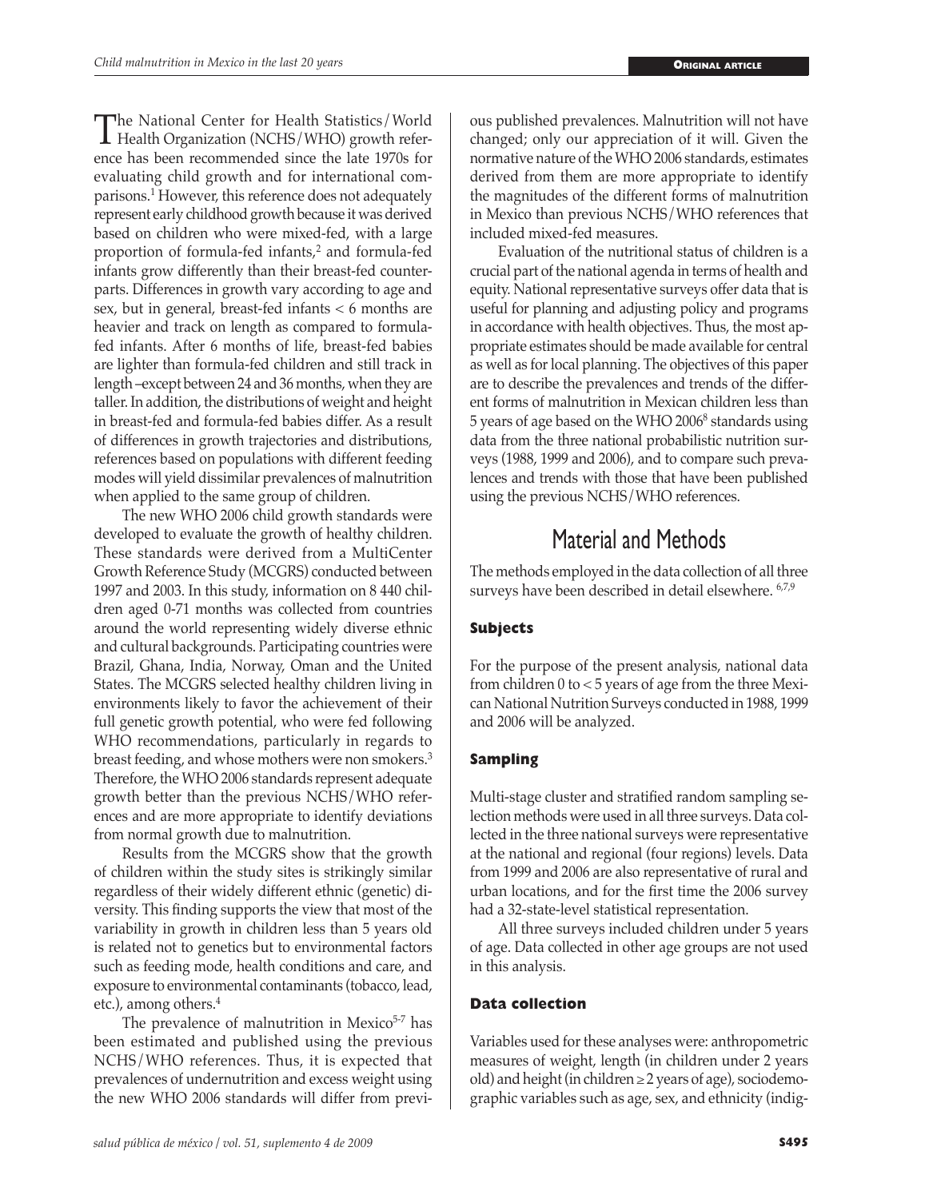The National Center for Health Statistics/World Health Organization (NCHS/WHO) growth reference has been recommended since the late 1970s for evaluating child growth and for international comparisons.[1] However, this reference does not adequately represent early childhood growth because it was derived based on children who were mixed-fed, with a large proportion of formula-fed infants,[2] and formula-fed infants grow differently than their breast-fed counterparts. Differences in growth vary according to age and sex, but in general, breast-fed infants < 6 months are heavier and track on length as compared to formula-fed infants. After 6 months of life, breast-fed babies are lighter than formula-fed children and still track in length –except between 24 and 36 months, when they are taller. In addition, the distributions of weight and height in breast-fed and formula-fed babies differ. As a result of differences in growth trajectories and distributions, references based on populations with different feeding modes will yield dissimilar prevalences of malnutrition when applied to the same group of children.

The new WHO 2006 child growth standards were developed to evaluate the growth of healthy children. These standards were derived from a MultiCenter Growth Reference Study (MCGRS) conducted between 1997 and 2003. In this study, information on 8 440 children aged 0-71 months was collected from countries around the world representing widely diverse ethnic and cultural backgrounds. Participating countries were Brazil, Ghana, India, Norway, Oman and the United States. The MCGRS selected healthy children living in environments likely to favor the achievement of their full genetic growth potential, who were fed following WHO recommendations, particularly in regards to breast feeding, and whose mothers were non smokers.[3] Therefore, the WHO 2006 standards represent adequate growth better than the previous NCHS/WHO references and are more appropriate to identify deviations from normal growth due to malnutrition.

Results from the MCGRS show that the growth of children within the study sites is strikingly similar regardless of their widely different ethnic (genetic) diversity. This finding supports the view that most of the variability in growth in children less than 5 years old is related not to genetics but to environmental factors such as feeding mode, health conditions and care, and exposure to environmental contaminants (tobacco, lead, etc.), among others.[4]

The prevalence of malnutrition in Mexico[5-7] has been estimated and published using the previous NCHS/WHO references. Thus, it is expected that prevalences of undernutrition and excess weight using the new WHO 2006 standards will differ from previous published prevalences. Malnutrition will not have changed; only our appreciation of it will. Given the normative nature of the WHO 2006 standards, estimates derived from them are more appropriate to identify the magnitudes of the different forms of malnutrition in Mexico than previous NCHS/WHO references that included mixed-fed measures.

Evaluation of the nutritional status of children is a crucial part of the national agenda in terms of health and equity. National representative surveys offer data that is useful for planning and adjusting policy and programs in accordance with health objectives. Thus, the most appropriate estimates should be made available for central as well as for local planning. The objectives of this paper are to describe the prevalences and trends of the different forms of malnutrition in Mexican children less than 5 years of age based on the WHO 2006[8] standards using data from the three national probabilistic nutrition surveys (1988, 1999 and 2006), and to compare such prevalences and trends with those that have been published using the previous NCHS/WHO references.

## Material and Methods

The methods employed in the data collection of all three surveys have been described in detail elsewhere.[6,7,9]

### Subjects

For the purpose of the present analysis, national data from children 0 to < 5 years of age from the three Mexican National Nutrition Surveys conducted in 1988, 1999 and 2006 will be analyzed.

### Sampling

Multi-stage cluster and stratified random sampling selection methods were used in all three surveys. Data collected in the three national surveys were representative at the national and regional (four regions) levels. Data from 1999 and 2006 are also representative of rural and urban locations, and for the first time the 2006 survey had a 32-state-level statistical representation.

All three surveys included children under 5 years of age. Data collected in other age groups are not used in this analysis.

### Data collection

Variables used for these analyses were: anthropometric measures of weight, length (in children under 2 years old) and height (in children ≥ 2 years of age), sociodemographic variables such as age, sex, and ethnicity (indig-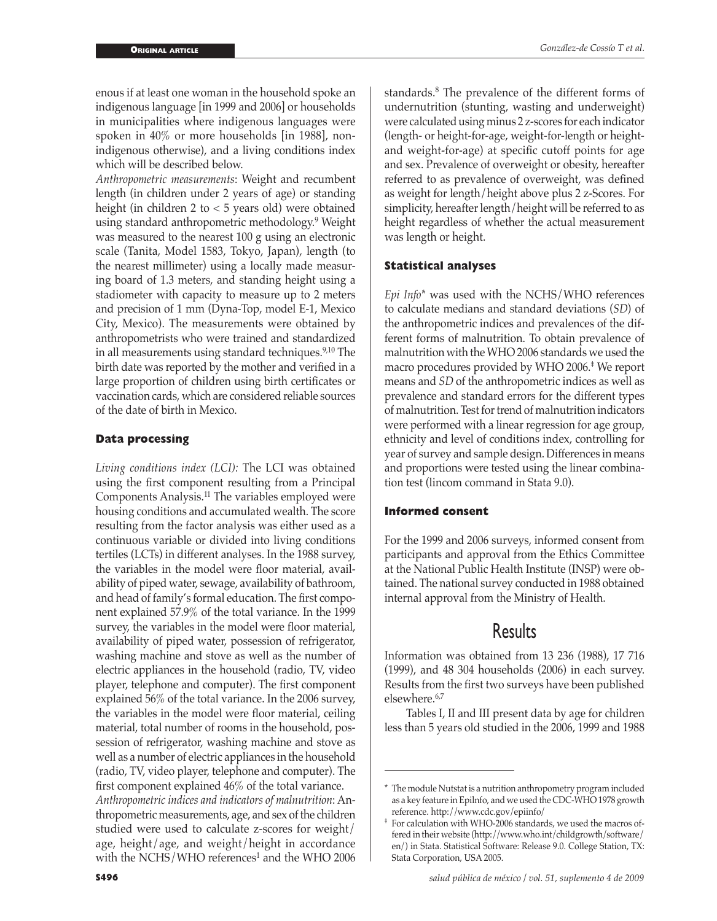enous if at least one woman in the household spoke an indigenous language [in 1999 and 2006] or households in municipalities where indigenous languages were spoken in 40% or more households [in 1988], non-indigenous otherwise), and a living conditions index which will be described below.

*Anthropometric measurements*: Weight and recumbent length (in children under 2 years of age) or standing height (in children 2 to < 5 years old) were obtained using standard anthropometric methodology.[9] Weight was measured to the nearest 100 g using an electronic scale (Tanita, Model 1583, Tokyo, Japan), length (to the nearest millimeter) using a locally made measuring board of 1.3 meters, and standing height using a stadiometer with capacity to measure up to 2 meters and precision of 1 mm (Dyna-Top, model E-1, Mexico City, Mexico). The measurements were obtained by anthropometrists who were trained and standardized in all measurements using standard techniques.[9,10] The birth date was reported by the mother and verified in a large proportion of children using birth certificates or vaccination cards, which are considered reliable sources of the date of birth in Mexico.

### Data processing

*Living conditions index (LCI):* The LCI was obtained using the first component resulting from a Principal Components Analysis.[11] The variables employed were housing conditions and accumulated wealth. The score resulting from the factor analysis was either used as a continuous variable or divided into living conditions tertiles (LCTs) in different analyses. In the 1988 survey, the variables in the model were floor material, availability of piped water, sewage, availability of bathroom, and head of family's formal education. The first component explained 57.9% of the total variance. In the 1999 survey, the variables in the model were floor material, availability of piped water, possession of refrigerator, washing machine and stove as well as the number of electric appliances in the household (radio, TV, video player, telephone and computer). The first component explained 56% of the total variance. In the 2006 survey, the variables in the model were floor material, ceiling material, total number of rooms in the household, possession of refrigerator, washing machine and stove as well as a number of electric appliances in the household (radio, TV, video player, telephone and computer). The first component explained 46% of the total variance.

*Anthropometric indices and indicators of malnutrition*: Anthropometric measurements, age, and sex of the children studied were used to calculate z-scores for weight/age, height/age, and weight/height in accordance with the NCHS/WHO references[1] and the WHO 2006 standards.[8] The prevalence of the different forms of undernutrition (stunting, wasting and underweight) were calculated using minus 2 z-scores for each indicator (length- or height-for-age, weight-for-length or height- and weight-for-age) at specific cutoff points for age and sex. Prevalence of overweight or obesity, hereafter referred to as prevalence of overweight, was defined as weight for length/height above plus 2 z-Scores. For simplicity, hereafter length/height will be referred to as height regardless of whether the actual measurement was length or height.

### Statistical analyses

*Epi Info*[*] was used with the NCHS/WHO references to calculate medians and standard deviations (*SD*) of the anthropometric indices and prevalences of the different forms of malnutrition. To obtain prevalence of malnutrition with the WHO 2006 standards we used the macro procedures provided by WHO 2006.[‡] We report means and *SD* of the anthropometric indices as well as prevalence and standard errors for the different types of malnutrition. Test for trend of malnutrition indicators were performed with a linear regression for age group, ethnicity and level of conditions index, controlling for year of survey and sample design. Differences in means and proportions were tested using the linear combination test (lincom command in Stata 9.0).

### Informed consent

For the 1999 and 2006 surveys, informed consent from participants and approval from the Ethics Committee at the National Public Health Institute (INSP) were obtained. The national survey conducted in 1988 obtained internal approval from the Ministry of Health.

## Results

Information was obtained from 13 236 (1988), 17 716 (1999), and 48 304 households (2006) in each survey. Results from the first two surveys have been published elsewhere.[6,7]

Tables I, II and III present data by age for children less than 5 years old studied in the 2006, 1999 and 1988

---

\* The module Nutstat is a nutrition anthropometry program included as a key feature in EpiInfo, and we used the CDC-WHO 1978 growth reference. http://www.cdc.gov/epiinfo/

‡ For calculation with WHO-2006 standards, we used the macros offered in their website (http://www.who.int/childgrowth/software/en/) in Stata. Statistical Software: Release 9.0. College Station, TX: Stata Corporation, USA 2005.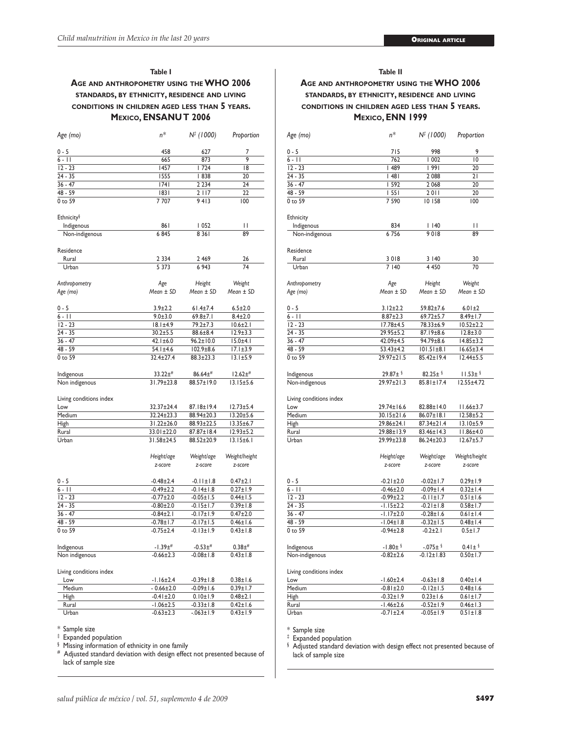**Table I**

**Age and anthropometry using the WHO 2006 standards, by ethnicity, residence and living conditions in children aged less than 5 years. Mexico, ENSANUT 2006**

| *Age (mo)* | *n** | *N‡ (1000)* | *Proportion* |
|---|---|---|---|
| 0 - 5 | 458 | 627 | 7 |
| 6 - 11 | 665 | 873 | 9 |
| 12 - 23 | 1457 | 1 724 | 18 |
| 24 - 35 | 1555 | 1 838 | 20 |
| 36 - 47 | 1741 | 2 234 | 24 |
| 48 - 59 | 1831 | 2 117 | 22 |
| 0 to 59 | 7 707 | 9 413 | 100 |
| Ethnicity§ | | | |
| Indigenous | 861 | 1 052 | 11 |
| Non-indigenous | 6 845 | 8 361 | 89 |
| Residence | | | |
| Rural | 2 334 | 2 469 | 26 |
| Urban | 5 373 | 6 943 | 74 |
| *Anthropometry* | *Age* | *Height* | *Weight* |
| *Age (mo)* | *Mean ± SD* | *Mean ± SD* | *Mean ± SD* |
| 0 - 5 | 3.9±2.2 | 61.4±7.4 | 6.5±2.0 |
| 6 - 11 | 9.0±3.0 | 69.8±7.1 | 8.4±2.0 |
| 12 - 23 | 18.1±4.9 | 79.2±7.3 | 10.6±2.1 |
| 24 - 35 | 30.2±5.5 | 88.6±8.4 | 12.9±3.3 |
| 36 - 47 | 42.1±6.0 | 96.2±10.0 | 15.0±4.1 |
| 48 - 59 | 54.1±4.6 | 102.9±8.6 | 17.1±3.9 |
| 0 to 59 | 32.4±27.4 | 88.3±23.3 | 13.1±5.9 |
| Indigenous | 33.22±# | 86.64±# | 12.62±# |
| Non indigenous | 31.79±23.8 | 88.57±19.0 | 13.15±5.6 |
| Living conditions index | | | |
| Low | 32.37±24.4 | 87.18±19.4 | 12.73±5.4 |
| Medium | 32.24±23.3 | 88.94±20.3 | 13.20±5.6 |
| High | 31.22±26.0 | 88.93±22.5 | 13.35±6.7 |
| Rural | 33.01±22.0 | 87.87±18.4 | 12.93±5.2 |
| Urban | 31.58±24.5 | 88.52±20.9 | 13.15±6.1 |
| | *Height/age z-score* | *Weight/age z-score* | *Weight/height z-score* |
| 0 - 5 | -0.48±2.4 | -0.11±1.8 | 0.47±2.1 |
| 6 - 11 | -0.49±2.2 | -0.14±1.8 | 0.27±1.9 |
| 12 - 23 | -0.77±2.0 | -0.05±1.5 | 0.44±1.5 |
| 24 - 35 | -0.80±2.0 | -0.15±1.7 | 0.39±1.8 |
| 36 - 47 | -0.84±2.1 | -0.17±1.9 | 0.47±2.0 |
| 48 - 59 | -0.78±1.7 | -0.17±1.5 | 0.46±1.6 |
| 0 to 59 | -0.75±2.4 | -0.13±1.9 | 0.43±1.8 |
| Indigenous | -1.39±# | -0.53±# | 0.38±# |
| Non indigenous | -0.66±2.3 | -0.08±1.8 | 0.43±1.8 |
| Living conditions index | | | |
| Low | -1.16±2.4 | -0.39±1.8 | 0.38±1.6 |
| Medium | - 0.66±2.0 | -0.09±1.6 | 0.39±1.7 |
| High | -0.41±2.0 | 0.10±1.9 | 0.48±2.1 |
| Rural | -1.06±2.5 | -0.33±1.8 | 0.42±1.6 |
| Urban | -0.63±2.3 | -.063±1.9 | 0.43±1.9 |

\* Sample size
‡ Expanded population
§ Missing information of ethnicity in one family
# Adjusted standard deviation with design effect not presented because of lack of sample size

**Table II**

**Age and anthropometry using the WHO 2006 standards, by ethnicity, residence and living conditions in children aged less than 5 years. Mexico, ENN 1999**

| *Age (mo)* | *n** | *N‡ (1000)* | *Proportion* |
|---|---|---|---|
| 0 - 5 | 715 | 998 | 9 |
| 6 - 11 | 762 | 1 002 | 10 |
| 12 - 23 | 1 489 | 1 991 | 20 |
| 24 - 35 | 1 481 | 2 088 | 21 |
| 36 - 47 | 1 592 | 2 068 | 20 |
| 48 - 59 | 1 551 | 2 011 | 20 |
| 0 to 59 | 7 590 | 10 158 | 100 |
| Ethnicity | | | |
| Indigenous | 834 | 1 140 | 11 |
| Non-indigenous | 6 756 | 9 018 | 89 |
| Residence | | | |
| Rural | 3 018 | 3 140 | 30 |
| Urban | 7 140 | 4 450 | 70 |
| *Anthropometry* | *Age* | *Height* | *Weight* |
| *Age (mo)* | *Mean ± SD* | *Mean ± SD* | *Mean ± SD* |
| 0 - 5 | 3.12±2.2 | 59.82±7.6 | 6.01±2 |
| 6 - 11 | 8.87±2.3 | 69.72±5.7 | 8.49±1.7 |
| 12 - 23 | 17.78±4.5 | 78.33±6.9 | 10.52±2.2 |
| 24 - 35 | 29.95±5.2 | 87.19±8.6 | 12.8±3.0 |
| 36 - 47 | 42.09±4.5 | 94.79±8.6 | 14.85±3.2 |
| 48 - 59 | 53.43±4.2 | 101.51±8.1 | 16.65±3.4 |
| 0 to 59 | 29.97±21.5 | 85.42±19.4 | 12.44±5.5 |
| Indigenous | 29.87± § | 82.25± § | 11.53± § |
| Non-indigenous | 29.97±21.3 | 85.81±17.4 | 12.55±4.72 |
| Living conditions index | | | |
| Low | 29.74±16.6 | 82.88±14.0 | 11.66±3.7 |
| Medium | 30.15±21.6 | 86.07±18.1 | 12.58±5.2 |
| High | 29.86±24.1 | 87.34±21.4 | 13.10±5.9 |
| Rural | 29.88±13.9 | 83.46±14.3 | 11.86±4.0 |
| Urban | 29.99±23.8 | 86.24±20.3 | 12.67±5.7 |
| | *Height/age z-score* | *Weight/age z-score* | *Weight/height z-score* |
| 0 - 5 | -0.21±2.0 | -0.02±1.7 | 0.29±1.9 |
| 6 - 11 | -0.46±2.0 | -0.09±1.4 | 0.32±1.4 |
| 12 - 23 | -0.99±2.2 | -0.11±1.7 | 0.51±1.6 |
| 24 - 35 | -1.15±2.2 | -0.21±1.8 | 0.58±1.7 |
| 36 - 47 | -1.17±2.0 | -0.28±1.6 | 0.61±1.4 |
| 48 - 59 | -1.04±1.8 | -0.32±1.5 | 0.48±1.4 |
| 0 to 59 | -0.94±2.8 | -0.2±2.1 | 0.5±1.7 |
| Indigenous | -1.80± § | -.075± § | 0.41± § |
| Non-indigenous | -0.82±2.6 | -0.12±1.83 | 0.50±1.7 |
| Living conditions index | | | |
| Low | -1.60±2.4 | -0.63±1.8 | 0.40±1.4 |
| Medium | -0.81±2.0 | -0.12±1.5 | 0.48±1.6 |
| High | -0.32±1.9 | 0.23±1.6 | 0.61±1.7 |
| Rural | -1.46±2.6 | -0.52±1.9 | 0.46±1.3 |
| Urban | -0.71±2.4 | -0.05±1.9 | 0.51±1.8 |

\* Sample size
‡ Expanded population
§ Adjusted standard deviation with design effect not presented because of lack of sample size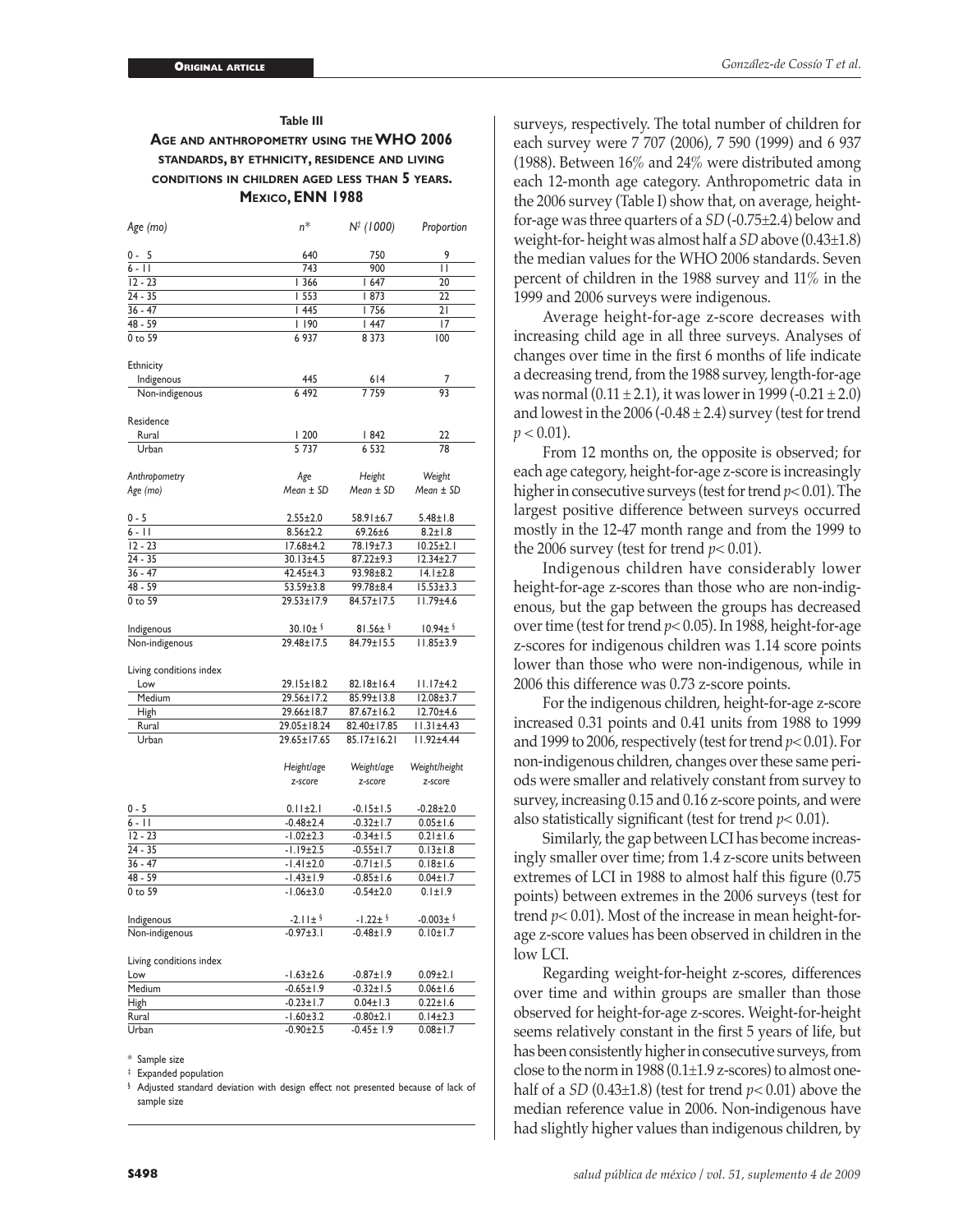**Table III**

**Age and anthropometry using the WHO 2006 standards, by ethnicity, residence and living conditions in children aged less than 5 years. Mexico, ENN 1988**

| *Age (mo)* | *n\** | *N‡ (1000)* | *Proportion* |
|---|---|---|---|
| 0 - 5 | 640 | 750 | 9 |
| 6 - 11 | 743 | 900 | 11 |
| 12 - 23 | 1 366 | 1 647 | 20 |
| 24 - 35 | 1 553 | 1 873 | 22 |
| 36 - 47 | 1 445 | 1 756 | 21 |
| 48 - 59 | 1 190 | 1 447 | 17 |
| 0 to 59 | 6 937 | 8 373 | 100 |
| Ethnicity | | | |
| Indigenous | 445 | 614 | 7 |
| Non-indigenous | 6 492 | 7 759 | 93 |
| Residence | | | |
| Rural | 1 200 | 1 842 | 22 |
| Urban | 5 737 | 6 532 | 78 |
| *Anthropometry* | *Age* | *Height* | *Weight* |
| *Age (mo)* | *Mean ± SD* | *Mean ± SD* | *Mean ± SD* |
| 0 - 5 | 2.55±2.0 | 58.91±6.7 | 5.48±1.8 |
| 6 - 11 | 8.56±2.2 | 69.26±6 | 8.2±1.8 |
| 12 - 23 | 17.68±4.2 | 78.19±7.3 | 10.25±2.1 |
| 24 - 35 | 30.13±4.5 | 87.22±9.3 | 12.34±2.7 |
| 36 - 47 | 42.45±4.3 | 93.98±8.2 | 14.1±2.8 |
| 48 - 59 | 53.59±3.8 | 99.78±8.4 | 15.53±3.3 |
| 0 to 59 | 29.53±17.9 | 84.57±17.5 | 11.79±4.6 |
| Indigenous | 30.10± § | 81.56± § | 10.94± § |
| Non-indigenous | 29.48±17.5 | 84.79±15.5 | 11.85±3.9 |
| Living conditions index | | | |
| Low | 29.15±18.2 | 82.18±16.4 | 11.17±4.2 |
| Medium | 29.56±17.2 | 85.99±13.8 | 12.08±3.7 |
| High | 29.66±18.7 | 87.67±16.2 | 12.70±4.6 |
| Rural | 29.05±18.24 | 82.40±17.85 | 11.31±4.43 |
| Urban | 29.65±17.65 | 85.17±16.21 | 11.92±4.44 |
| | *Height/age z-score* | *Weight/age z-score* | *Weight/height z-score* |
| 0 - 5 | 0.11±2.1 | -0.15±1.5 | -0.28±2.0 |
| 6 - 11 | -0.48±2.4 | -0.32±1.7 | 0.05±1.6 |
| 12 - 23 | -1.02±2.3 | -0.34±1.5 | 0.21±1.6 |
| 24 - 35 | -1.19±2.5 | -0.55±1.7 | 0.13±1.8 |
| 36 - 47 | -1.41±2.0 | -0.71±1.5 | 0.18±1.6 |
| 48 - 59 | -1.43±1.9 | -0.85±1.6 | 0.04±1.7 |
| 0 to 59 | -1.06±3.0 | -0.54±2.0 | 0.1±1.9 |
| Indigenous | -2.11± § | -1.22± § | -0.003± § |
| Non-indigenous | -0.97±3.1 | -0.48±1.9 | 0.10±1.7 |
| Living conditions index | | | |
| Low | -1.63±2.6 | -0.87±1.9 | 0.09±2.1 |
| Medium | -0.65±1.9 | -0.32±1.5 | 0.06±1.6 |
| High | -0.23±1.7 | 0.04±1.3 | 0.22±1.6 |
| Rural | -1.60±3.2 | -0.80±2.1 | 0.14±2.3 |
| Urban | -0.90±2.5 | -0.45± 1.9 | 0.08±1.7 |

\* Sample size

‡ Expanded population

§ Adjusted standard deviation with design effect not presented because of lack of sample size

surveys, respectively. The total number of children for each survey were 7 707 (2006), 7 590 (1999) and 6 937 (1988). Between 16% and 24% were distributed among each 12-month age category. Anthropometric data in the 2006 survey (Table I) show that, on average, height-for-age was three quarters of a *SD* (-0.75±2.4) below and weight-for- height was almost half a *SD* above (0.43±1.8) the median values for the WHO 2006 standards. Seven percent of children in the 1988 survey and 11% in the 1999 and 2006 surveys were indigenous.

Average height-for-age z-score decreases with increasing child age in all three surveys. Analyses of changes over time in the first 6 months of life indicate a decreasing trend, from the 1988 survey, length-for-age was normal (0.11 ± 2.1), it was lower in 1999 (-0.21 ± 2.0) and lowest in the 2006 (-0.48 ± 2.4) survey (test for trend $p < 0.01$).

From 12 months on, the opposite is observed; for each age category, height-for-age z-score is increasingly higher in consecutive surveys (test for trend $p < 0.01$). The largest positive difference between surveys occurred mostly in the 12-47 month range and from the 1999 to the 2006 survey (test for trend $p < 0.01$).

Indigenous children have considerably lower height-for-age z-scores than those who are non-indigenous, but the gap between the groups has decreased over time (test for trend $p < 0.05$). In 1988, height-for-age z-scores for indigenous children was 1.14 score points lower than those who were non-indigenous, while in 2006 this difference was 0.73 z-score points.

For the indigenous children, height-for-age z-score increased 0.31 points and 0.41 units from 1988 to 1999 and 1999 to 2006, respectively (test for trend $p < 0.01$). For non-indigenous children, changes over these same periods were smaller and relatively constant from survey to survey, increasing 0.15 and 0.16 z-score points, and were also statistically significant (test for trend $p < 0.01$).

Similarly, the gap between LCI has become increasingly smaller over time; from 1.4 z-score units between extremes of LCI in 1988 to almost half this figure (0.75 points) between extremes in the 2006 surveys (test for trend $p < 0.01$). Most of the increase in mean height-for-age z-score values has been observed in children in the low LCI.

Regarding weight-for-height z-scores, differences over time and within groups are smaller than those observed for height-for-age z-scores. Weight-for-height seems relatively constant in the first 5 years of life, but has been consistently higher in consecutive surveys, from close to the norm in 1988 (0.1±1.9 z-scores) to almost one-half of a *SD* (0.43±1.8) (test for trend $p < 0.01$) above the median reference value in 2006. Non-indigenous have had slightly higher values than indigenous children, by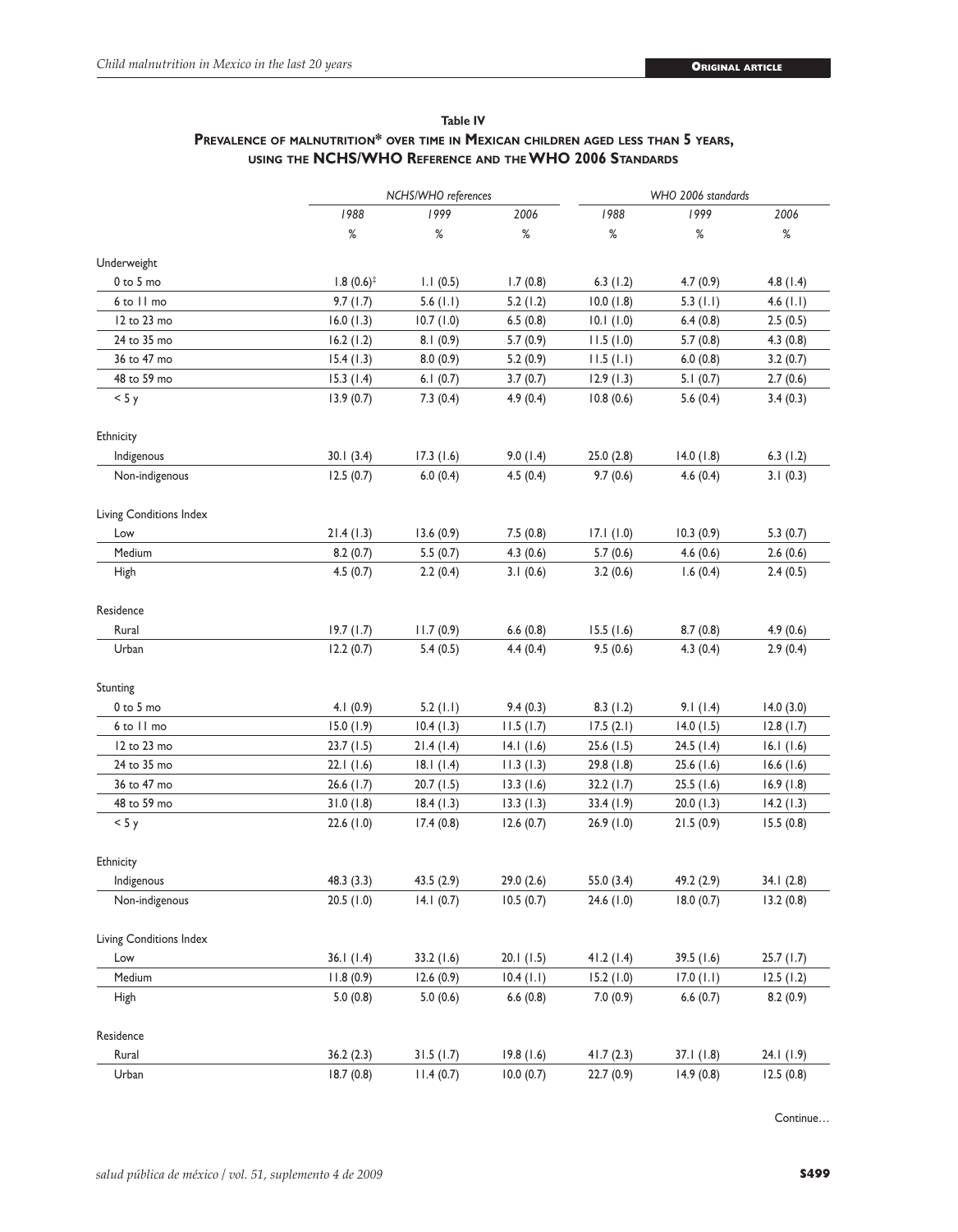**Table IV**
**Prevalence of malnutrition* over time in Mexican children aged less than 5 years, using the NCHS/WHO Reference and the WHO 2006 Standards**

| | NCHS/WHO references | | | WHO 2006 standards | | |
|---|---|---|---|---|---|---|
| | 1988 | 1999 | 2006 | 1988 | 1999 | 2006 |
| | % | % | % | % | % | % |
| **Underweight** | | | | | | |
| 0 to 5 mo | 1.8 (0.6)[‡] | 1.1 (0.5) | 1.7 (0.8) | 6.3 (1.2) | 4.7 (0.9) | 4.8 (1.4) |
| 6 to 11 mo | 9.7 (1.7) | 5.6 (1.1) | 5.2 (1.2) | 10.0 (1.8) | 5.3 (1.1) | 4.6 (1.1) |
| 12 to 23 mo | 16.0 (1.3) | 10.7 (1.0) | 6.5 (0.8) | 10.1 (1.0) | 6.4 (0.8) | 2.5 (0.5) |
| 24 to 35 mo | 16.2 (1.2) | 8.1 (0.9) | 5.7 (0.9) | 11.5 (1.0) | 5.7 (0.8) | 4.3 (0.8) |
| 36 to 47 mo | 15.4 (1.3) | 8.0 (0.9) | 5.2 (0.9) | 11.5 (1.1) | 6.0 (0.8) | 3.2 (0.7) |
| 48 to 59 mo | 15.3 (1.4) | 6.1 (0.7) | 3.7 (0.7) | 12.9 (1.3) | 5.1 (0.7) | 2.7 (0.6) |
| < 5 y | 13.9 (0.7) | 7.3 (0.4) | 4.9 (0.4) | 10.8 (0.6) | 5.6 (0.4) | 3.4 (0.3) |
| **Ethnicity** | | | | | | |
| Indigenous | 30.1 (3.4) | 17.3 (1.6) | 9.0 (1.4) | 25.0 (2.8) | 14.0 (1.8) | 6.3 (1.2) |
| Non-indigenous | 12.5 (0.7) | 6.0 (0.4) | 4.5 (0.4) | 9.7 (0.6) | 4.6 (0.4) | 3.1 (0.3) |
| **Living Conditions Index** | | | | | | |
| Low | 21.4 (1.3) | 13.6 (0.9) | 7.5 (0.8) | 17.1 (1.0) | 10.3 (0.9) | 5.3 (0.7) |
| Medium | 8.2 (0.7) | 5.5 (0.7) | 4.3 (0.6) | 5.7 (0.6) | 4.6 (0.6) | 2.6 (0.6) |
| High | 4.5 (0.7) | 2.2 (0.4) | 3.1 (0.6) | 3.2 (0.6) | 1.6 (0.4) | 2.4 (0.5) |
| **Residence** | | | | | | |
| Rural | 19.7 (1.7) | 11.7 (0.9) | 6.6 (0.8) | 15.5 (1.6) | 8.7 (0.8) | 4.9 (0.6) |
| Urban | 12.2 (0.7) | 5.4 (0.5) | 4.4 (0.4) | 9.5 (0.6) | 4.3 (0.4) | 2.9 (0.4) |
| **Stunting** | | | | | | |
| 0 to 5 mo | 4.1 (0.9) | 5.2 (1.1) | 9.4 (0.3) | 8.3 (1.2) | 9.1 (1.4) | 14.0 (3.0) |
| 6 to 11 mo | 15.0 (1.9) | 10.4 (1.3) | 11.5 (1.7) | 17.5 (2.1) | 14.0 (1.5) | 12.8 (1.7) |
| 12 to 23 mo | 23.7 (1.5) | 21.4 (1.4) | 14.1 (1.6) | 25.6 (1.5) | 24.5 (1.4) | 16.1 (1.6) |
| 24 to 35 mo | 22.1 (1.6) | 18.1 (1.4) | 11.3 (1.3) | 29.8 (1.8) | 25.6 (1.6) | 16.6 (1.6) |
| 36 to 47 mo | 26.6 (1.7) | 20.7 (1.5) | 13.3 (1.6) | 32.2 (1.7) | 25.5 (1.6) | 16.9 (1.8) |
| 48 to 59 mo | 31.0 (1.8) | 18.4 (1.3) | 13.3 (1.3) | 33.4 (1.9) | 20.0 (1.3) | 14.2 (1.3) |
| < 5 y | 22.6 (1.0) | 17.4 (0.8) | 12.6 (0.7) | 26.9 (1.0) | 21.5 (0.9) | 15.5 (0.8) |
| **Ethnicity** | | | | | | |
| Indigenous | 48.3 (3.3) | 43.5 (2.9) | 29.0 (2.6) | 55.0 (3.4) | 49.2 (2.9) | 34.1 (2.8) |
| Non-indigenous | 20.5 (1.0) | 14.1 (0.7) | 10.5 (0.7) | 24.6 (1.0) | 18.0 (0.7) | 13.2 (0.8) |
| **Living Conditions Index** | | | | | | |
| Low | 36.1 (1.4) | 33.2 (1.6) | 20.1 (1.5) | 41.2 (1.4) | 39.5 (1.6) | 25.7 (1.7) |
| Medium | 11.8 (0.9) | 12.6 (0.9) | 10.4 (1.1) | 15.2 (1.0) | 17.0 (1.1) | 12.5 (1.2) |
| High | 5.0 (0.8) | 5.0 (0.6) | 6.6 (0.8) | 7.0 (0.9) | 6.6 (0.7) | 8.2 (0.9) |
| **Residence** | | | | | | |
| Rural | 36.2 (2.3) | 31.5 (1.7) | 19.8 (1.6) | 41.7 (2.3) | 37.1 (1.8) | 24.1 (1.9) |
| Urban | 18.7 (0.8) | 11.4 (0.7) | 10.0 (0.7) | 22.7 (0.9) | 14.9 (0.8) | 12.5 (0.8) |

Continue…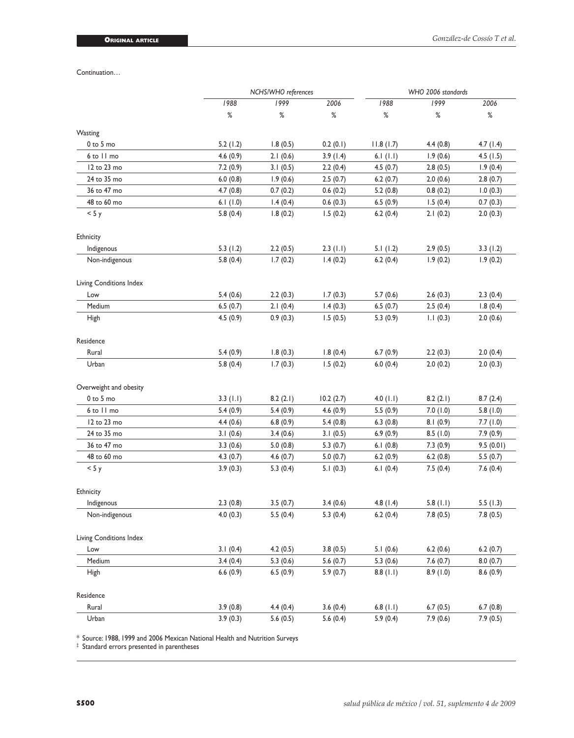Continuation…

| | NCHS/WHO references | | | WHO 2006 standards | | |
|---|---|---|---|---|---|---|
| | 1988 | 1999 | 2006 | 1988 | 1999 | 2006 |
| | % | % | % | % | % | % |
| Wasting | | | | | | |
| 0 to 5 mo | 5.2 (1.2) | 1.8 (0.5) | 0.2 (0.1) | 11.8 (1.7) | 4.4 (0.8) | 4.7 (1.4) |
| 6 to 11 mo | 4.6 (0.9) | 2.1 (0.6) | 3.9 (1.4) | 6.1 (1.1) | 1.9 (0.6) | 4.5 (1.5) |
| 12 to 23 mo | 7.2 (0.9) | 3.1 (0.5) | 2.2 (0.4) | 4.5 (0.7) | 2.8 (0.5) | 1.9 (0.4) |
| 24 to 35 mo | 6.0 (0.8) | 1.9 (0.6) | 2.5 (0.7) | 6.2 (0.7) | 2.0 (0.6) | 2.8 (0.7) |
| 36 to 47 mo | 4.7 (0.8) | 0.7 (0.2) | 0.6 (0.2) | 5.2 (0.8) | 0.8 (0.2) | 1.0 (0.3) |
| 48 to 60 mo | 6.1 (1.0) | 1.4 (0.4) | 0.6 (0.3) | 6.5 (0.9) | 1.5 (0.4) | 0.7 (0.3) |
| < 5 y | 5.8 (0.4) | 1.8 (0.2) | 1.5 (0.2) | 6.2 (0.4) | 2.1 (0.2) | 2.0 (0.3) |
| Ethnicity | | | | | | |
| Indigenous | 5.3 (1.2) | 2.2 (0.5) | 2.3 (1.1) | 5.1 (1.2) | 2.9 (0.5) | 3.3 (1.2) |
| Non-indigenous | 5.8 (0.4) | 1.7 (0.2) | 1.4 (0.2) | 6.2 (0.4) | 1.9 (0.2) | 1.9 (0.2) |
| Living Conditions Index | | | | | | |
| Low | 5.4 (0.6) | 2.2 (0.3) | 1.7 (0.3) | 5.7 (0.6) | 2.6 (0.3) | 2.3 (0.4) |
| Medium | 6.5 (0.7) | 2.1 (0.4) | 1.4 (0.3) | 6.5 (0.7) | 2.5 (0.4) | 1.8 (0.4) |
| High | 4.5 (0.9) | 0.9 (0.3) | 1.5 (0.5) | 5.3 (0.9) | 1.1 (0.3) | 2.0 (0.6) |
| Residence | | | | | | |
| Rural | 5.4 (0.9) | 1.8 (0.3) | 1.8 (0.4) | 6.7 (0.9) | 2.2 (0.3) | 2.0 (0.4) |
| Urban | 5.8 (0.4) | 1.7 (0.3) | 1.5 (0.2) | 6.0 (0.4) | 2.0 (0.2) | 2.0 (0.3) |
| Overweight and obesity | | | | | | |
| 0 to 5 mo | 3.3 (1.1) | 8.2 (2.1) | 10.2 (2.7) | 4.0 (1.1) | 8.2 (2.1) | 8.7 (2.4) |
| 6 to 11 mo | 5.4 (0.9) | 5.4 (0.9) | 4.6 (0.9) | 5.5 (0.9) | 7.0 (1.0) | 5.8 (1.0) |
| 12 to 23 mo | 4.4 (0.6) | 6.8 (0.9) | 5.4 (0.8) | 6.3 (0.8) | 8.1 (0.9) | 7.7 (1.0) |
| 24 to 35 mo | 3.1 (0.6) | 3.4 (0.6) | 3.1 (0.5) | 6.9 (0.9) | 8.5 (1.0) | 7.9 (0.9) |
| 36 to 47 mo | 3.3 (0.6) | 5.0 (0.8) | 5.3 (0.7) | 6.1 (0.8) | 7.3 (0.9) | 9.5 (0.01) |
| 48 to 60 mo | 4.3 (0.7) | 4.6 (0.7) | 5.0 (0.7) | 6.2 (0.9) | 6.2 (0.8) | 5.5 (0.7) |
| < 5 y | 3.9 (0.3) | 5.3 (0.4) | 5.1 (0.3) | 6.1 (0.4) | 7.5 (0.4) | 7.6 (0.4) |
| Ethnicity | | | | | | |
| Indigenous | 2.3 (0.8) | 3.5 (0.7) | 3.4 (0.6) | 4.8 (1.4) | 5.8 (1.1) | 5.5 (1.3) |
| Non-indigenous | 4.0 (0.3) | 5.5 (0.4) | 5.3 (0.4) | 6.2 (0.4) | 7.8 (0.5) | 7.8 (0.5) |
| Living Conditions Index | | | | | | |
| Low | 3.1 (0.4) | 4.2 (0.5) | 3.8 (0.5) | 5.1 (0.6) | 6.2 (0.6) | 6.2 (0.7) |
| Medium | 3.4 (0.4) | 5.3 (0.6) | 5.6 (0.7) | 5.3 (0.6) | 7.6 (0.7) | 8.0 (0.7) |
| High | 6.6 (0.9) | 6.5 (0.9) | 5.9 (0.7) | 8.8 (1.1) | 8.9 (1.0) | 8.6 (0.9) |
| Residence | | | | | | |
| Rural | 3.9 (0.8) | 4.4 (0.4) | 3.6 (0.4) | 6.8 (1.1) | 6.7 (0.5) | 6.7 (0.8) |
| Urban | 3.9 (0.3) | 5.6 (0.5) | 5.6 (0.4) | 5.9 (0.4) | 7.9 (0.6) | 7.9 (0.5) |

\* Source: 1988, 1999 and 2006 Mexican National Health and Nutrition Surveys

‡ Standard errors presented in parentheses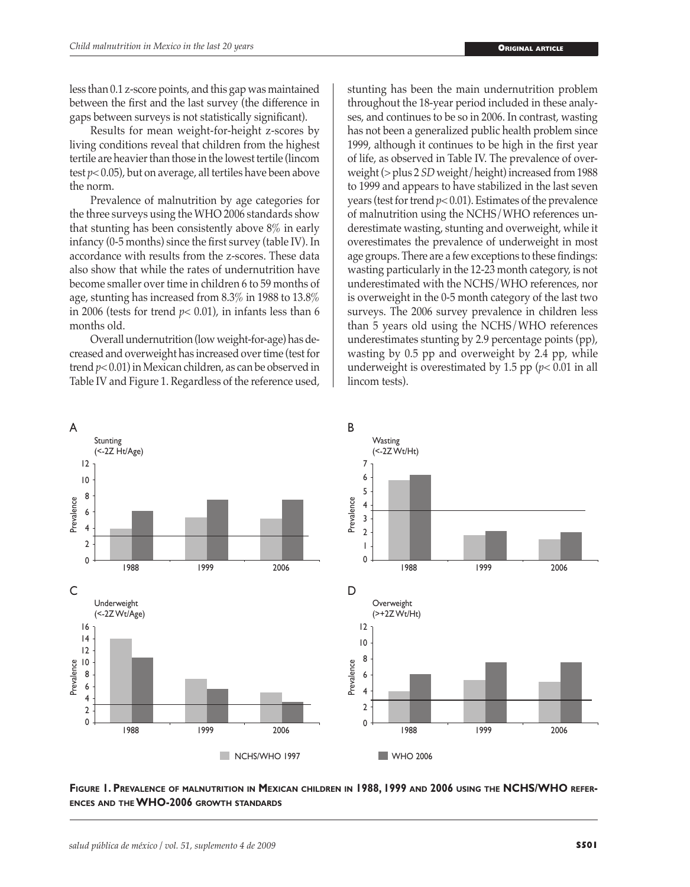less than 0.1 z-score points, and this gap was maintained between the first and the last survey (the difference in gaps between surveys is not statistically significant).

Results for mean weight-for-height z-scores by living conditions reveal that children from the highest tertile are heavier than those in the lowest tertile (lincom test $p < 0.05$), but on average, all tertiles have been above the norm.

Prevalence of malnutrition by age categories for the three surveys using the WHO 2006 standards show that stunting has been consistently above 8% in early infancy (0-5 months) since the first survey (table IV). In accordance with results from the z-scores. These data also show that while the rates of undernutrition have become smaller over time in children 6 to 59 months of age, stunting has increased from 8.3% in 1988 to 13.8% in 2006 (tests for trend $p < 0.01$), in infants less than 6 months old.

Overall undernutrition (low weight-for-age) has decreased and overweight has increased over time (test for trend $p < 0.01$) in Mexican children, as can be observed in Table IV and Figure 1. Regardless of the reference used, stunting has been the main undernutrition problem throughout the 18-year period included in these analyses, and continues to be so in 2006. In contrast, wasting has not been a generalized public health problem since 1999, although it continues to be high in the first year of life, as observed in Table IV. The prevalence of overweight (> plus 2 *SD* weight/height) increased from 1988 to 1999 and appears to have stabilized in the last seven years (test for trend $p < 0.01$). Estimates of the prevalence of malnutrition using the NCHS/WHO references underestimate wasting, stunting and overweight, while it overestimates the prevalence of underweight in most age groups. There are a few exceptions to these findings: wasting particularly in the 12-23 month category, is not underestimated with the NCHS/WHO references, nor is overweight in the 0-5 month category of the last two surveys. The 2006 survey prevalence in children less than 5 years old using the NCHS/WHO references underestimates stunting by 2.9 percentage points (pp), wasting by 0.5 pp and overweight by 2.4 pp, while underweight is overestimated by 1.5 pp ($p < 0.01$ in all lincom tests).

**Figure 1. Prevalence of malnutrition in Mexican children in 1988, 1999 and 2006 using the NCHS/WHO references and the WHO-2006 growth standards**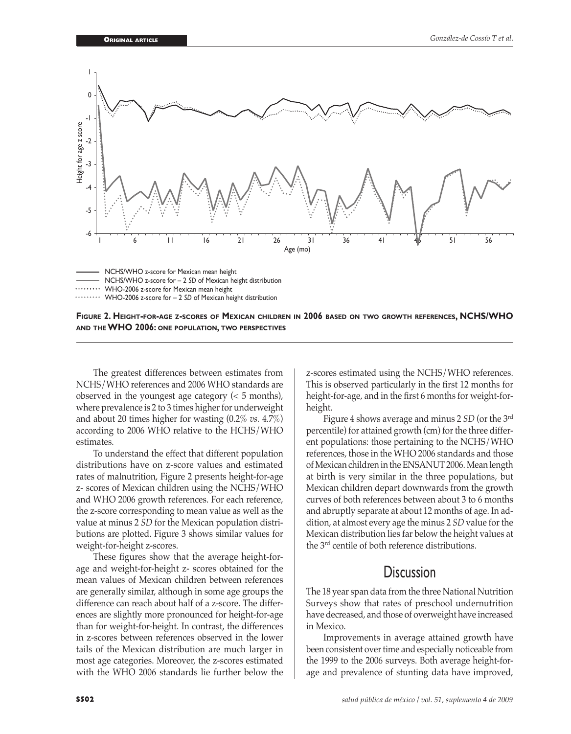NCHS/WHO z-score for Mexican mean height
NCHS/WHO z-score for – 2 *SD* of Mexican height distribution
WHO-2006 z-score for Mexican mean height
WHO-2006 z-score for – 2 *SD* of Mexican height distribution

**Figure 2. Height-for-age z-scores of Mexican children in 2006 based on two growth references, NCHS/WHO and the WHO 2006: one population, two perspectives**

The greatest differences between estimates from NCHS/WHO references and 2006 WHO standards are observed in the youngest age category (< 5 months), where prevalence is 2 to 3 times higher for underweight and about 20 times higher for wasting (0.2% *vs.* 4.7%) according to 2006 WHO relative to the HCHS/WHO estimates.

To understand the effect that different population distributions have on z-score values and estimated rates of malnutrition, Figure 2 presents height-for-age z- scores of Mexican children using the NCHS/WHO and WHO 2006 growth references. For each reference, the z-score corresponding to mean value as well as the value at minus 2 *SD* for the Mexican population distributions are plotted. Figure 3 shows similar values for weight-for-height z-scores.

These figures show that the average height-for-age and weight-for-height z- scores obtained for the mean values of Mexican children between references are generally similar, although in some age groups the difference can reach about half of a z-score. The differences are slightly more pronounced for height-for-age than for weight-for-height. In contrast, the differences in z-scores between references observed in the lower tails of the Mexican distribution are much larger in most age categories. Moreover, the z-scores estimated with the WHO 2006 standards lie further below the z-scores estimated using the NCHS/WHO references. This is observed particularly in the first 12 months for height-for-age, and in the first 6 months for weight-for-height.

Figure 4 shows average and minus 2 *SD* (or the 3rd percentile) for attained growth (cm) for the three different populations: those pertaining to the NCHS/WHO references, those in the WHO 2006 standards and those of Mexican children in the ENSANUT 2006. Mean length at birth is very similar in the three populations, but Mexican children depart downwards from the growth curves of both references between about 3 to 6 months and abruptly separate at about 12 months of age. In addition, at almost every age the minus 2 *SD* value for the Mexican distribution lies far below the height values at the 3rd centile of both reference distributions.

## Discussion

The 18 year span data from the three National Nutrition Surveys show that rates of preschool undernutrition have decreased, and those of overweight have increased in Mexico.

Improvements in average attained growth have been consistent over time and especially noticeable from the 1999 to the 2006 surveys. Both average height-for-age and prevalence of stunting data have improved,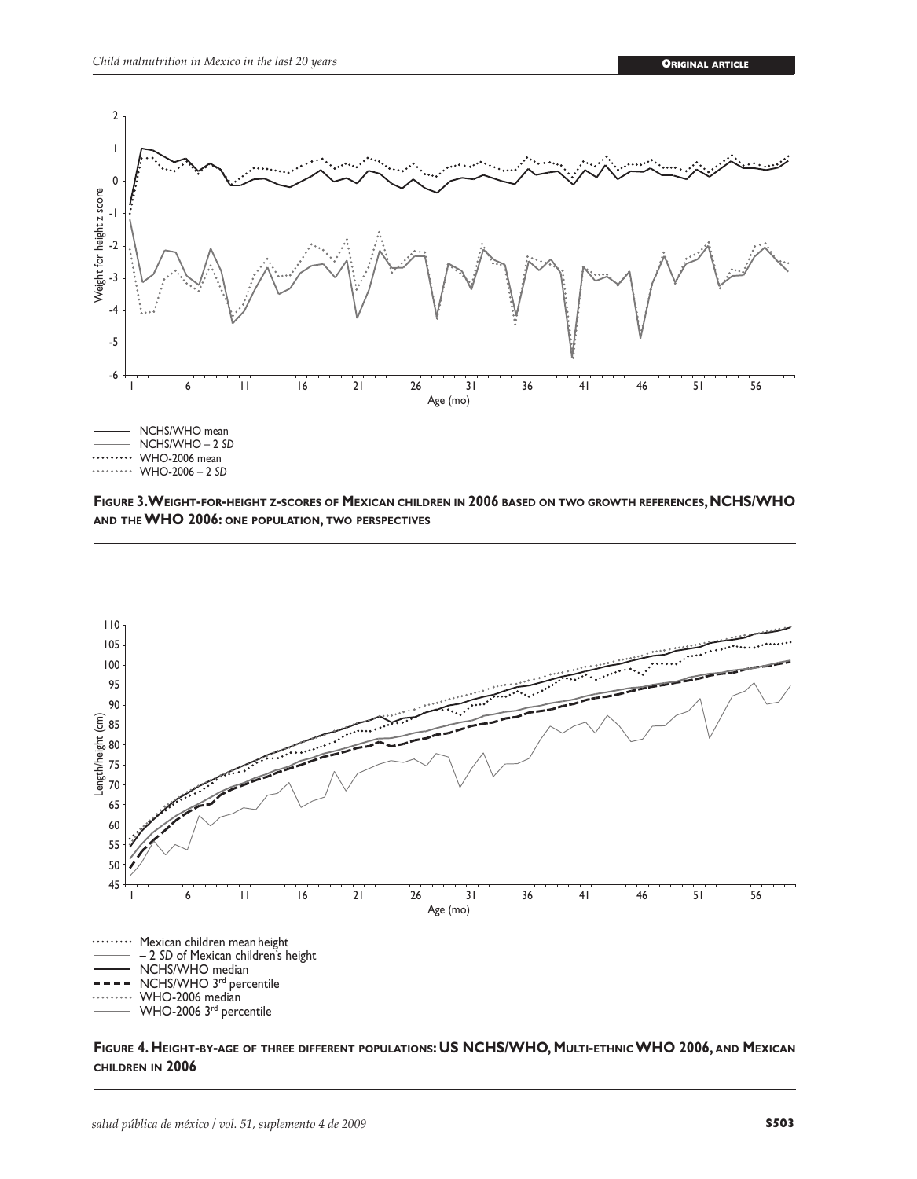NCHS/WHO mean
NCHS/WHO – 2 *SD*
WHO-2006 mean
WHO-2006 – 2 *SD*

**Figure 3. Weight-for-height z-scores of Mexican children in 2006 based on two growth references, NCHS/WHO and the WHO 2006: one population, two perspectives**

Mexican children mean height
– 2 *SD* of Mexican children's height
NCHS/WHO median
NCHS/WHO 3rd percentile
WHO-2006 median
WHO-2006 3rd percentile

**Figure 4. Height-by-age of three different populations: US NCHS/WHO, Multi-ethnic WHO 2006, and Mexican children in 2006**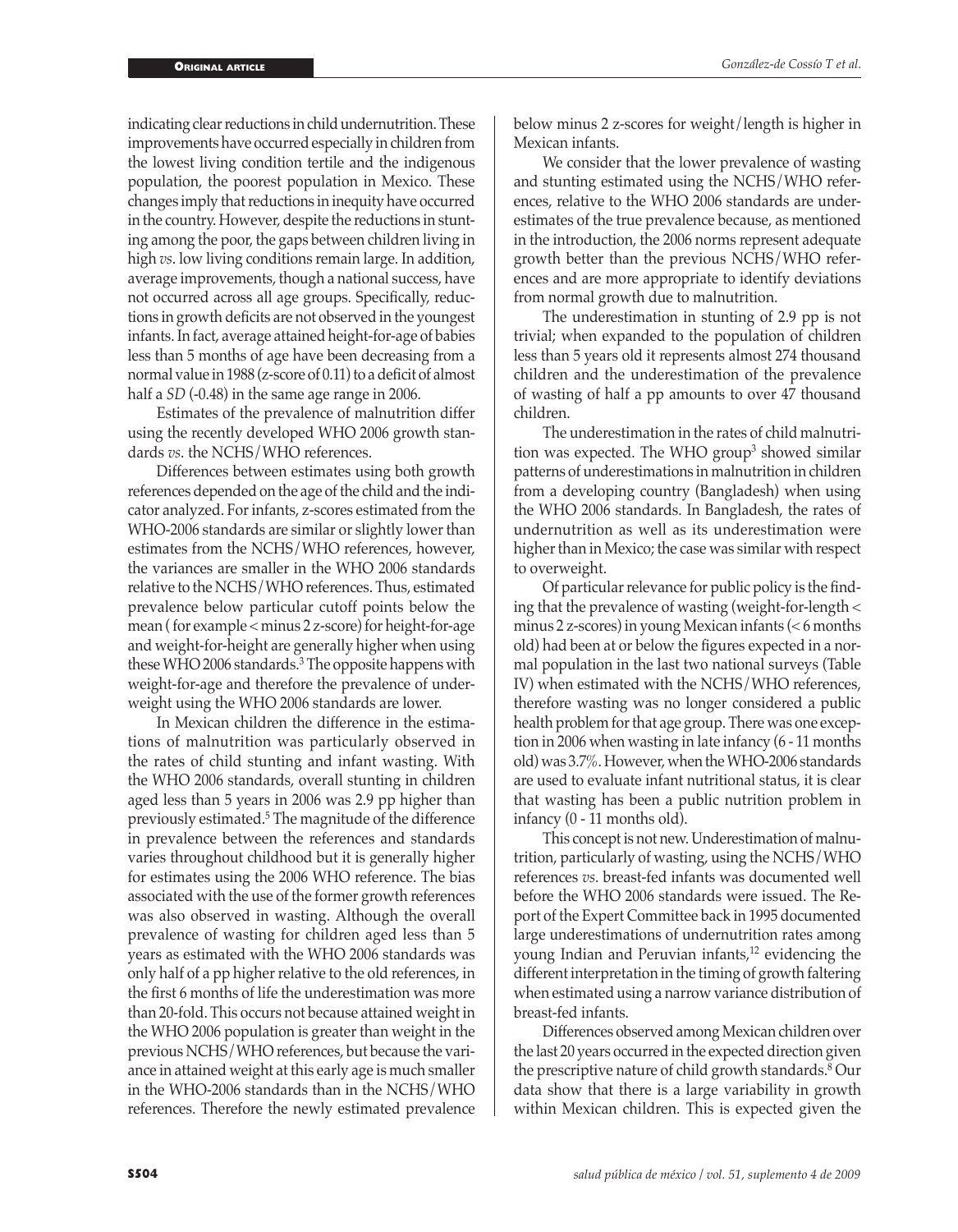indicating clear reductions in child undernutrition. These improvements have occurred especially in children from the lowest living condition tertile and the indigenous population, the poorest population in Mexico. These changes imply that reductions in inequity have occurred in the country. However, despite the reductions in stunting among the poor, the gaps between children living in high *vs*. low living conditions remain large. In addition, average improvements, though a national success, have not occurred across all age groups. Specifically, reductions in growth deficits are not observed in the youngest infants. In fact, average attained height-for-age of babies less than 5 months of age have been decreasing from a normal value in 1988 (z-score of 0.11) to a deficit of almost half a *SD* (-0.48) in the same age range in 2006.

Estimates of the prevalence of malnutrition differ using the recently developed WHO 2006 growth standards *vs*. the NCHS/WHO references.

Differences between estimates using both growth references depended on the age of the child and the indicator analyzed. For infants, z-scores estimated from the WHO-2006 standards are similar or slightly lower than estimates from the NCHS/WHO references, however, the variances are smaller in the WHO 2006 standards relative to the NCHS/WHO references. Thus, estimated prevalence below particular cutoff points below the mean ( for example < minus 2 z-score) for height-for-age and weight-for-height are generally higher when using these WHO 2006 standards.[3] The opposite happens with weight-for-age and therefore the prevalence of underweight using the WHO 2006 standards are lower.

In Mexican children the difference in the estimations of malnutrition was particularly observed in the rates of child stunting and infant wasting. With the WHO 2006 standards, overall stunting in children aged less than 5 years in 2006 was 2.9 pp higher than previously estimated.[5] The magnitude of the difference in prevalence between the references and standards varies throughout childhood but it is generally higher for estimates using the 2006 WHO reference. The bias associated with the use of the former growth references was also observed in wasting. Although the overall prevalence of wasting for children aged less than 5 years as estimated with the WHO 2006 standards was only half of a pp higher relative to the old references, in the first 6 months of life the underestimation was more than 20-fold. This occurs not because attained weight in the WHO 2006 population is greater than weight in the previous NCHS/WHO references, but because the variance in attained weight at this early age is much smaller in the WHO-2006 standards than in the NCHS/WHO references. Therefore the newly estimated prevalence below minus 2 z-scores for weight/length is higher in Mexican infants.

We consider that the lower prevalence of wasting and stunting estimated using the NCHS/WHO references, relative to the WHO 2006 standards are underestimates of the true prevalence because, as mentioned in the introduction, the 2006 norms represent adequate growth better than the previous NCHS/WHO references and are more appropriate to identify deviations from normal growth due to malnutrition.

The underestimation in stunting of 2.9 pp is not trivial; when expanded to the population of children less than 5 years old it represents almost 274 thousand children and the underestimation of the prevalence of wasting of half a pp amounts to over 47 thousand children.

The underestimation in the rates of child malnutrition was expected. The WHO group[3] showed similar patterns of underestimations in malnutrition in children from a developing country (Bangladesh) when using the WHO 2006 standards. In Bangladesh, the rates of undernutrition as well as its underestimation were higher than in Mexico; the case was similar with respect to overweight.

Of particular relevance for public policy is the finding that the prevalence of wasting (weight-for-length < minus 2 z-scores) in young Mexican infants (< 6 months old) had been at or below the figures expected in a normal population in the last two national surveys (Table IV) when estimated with the NCHS/WHO references, therefore wasting was no longer considered a public health problem for that age group. There was one exception in 2006 when wasting in late infancy (6 - 11 months old) was 3.7%. However, when the WHO-2006 standards are used to evaluate infant nutritional status, it is clear that wasting has been a public nutrition problem in infancy (0 - 11 months old).

This concept is not new. Underestimation of malnutrition, particularly of wasting, using the NCHS/WHO references *vs*. breast-fed infants was documented well before the WHO 2006 standards were issued. The Report of the Expert Committee back in 1995 documented large underestimations of undernutrition rates among young Indian and Peruvian infants,[12] evidencing the different interpretation in the timing of growth faltering when estimated using a narrow variance distribution of breast-fed infants.

Differences observed among Mexican children over the last 20 years occurred in the expected direction given the prescriptive nature of child growth standards.[8] Our data show that there is a large variability in growth within Mexican children. This is expected given the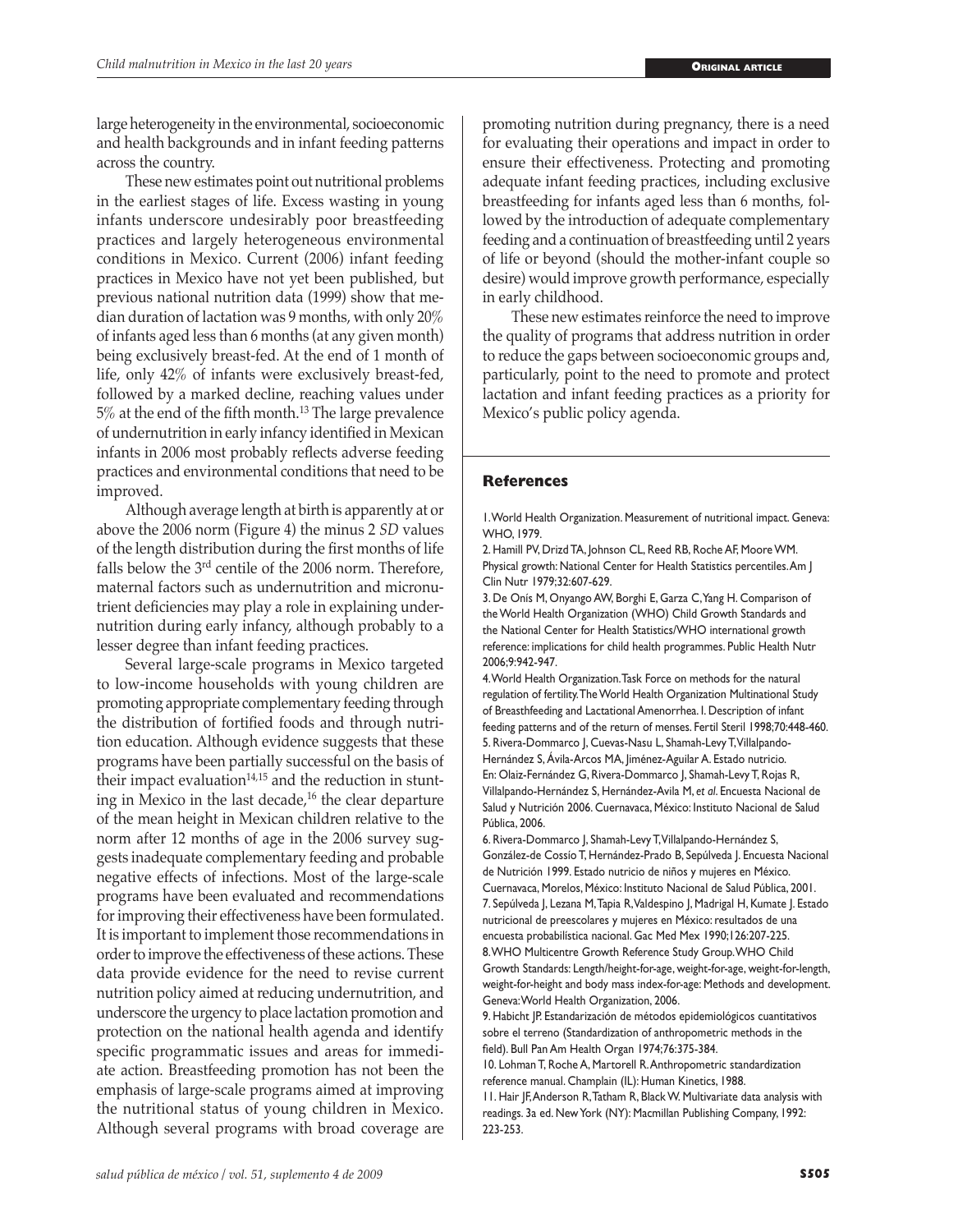large heterogeneity in the environmental, socioeconomic and health backgrounds and in infant feeding patterns across the country.

These new estimates point out nutritional problems in the earliest stages of life. Excess wasting in young infants underscore undesirably poor breastfeeding practices and largely heterogeneous environmental conditions in Mexico. Current (2006) infant feeding practices in Mexico have not yet been published, but previous national nutrition data (1999) show that median duration of lactation was 9 months, with only 20% of infants aged less than 6 months (at any given month) being exclusively breast-fed. At the end of 1 month of life, only 42% of infants were exclusively breast-fed, followed by a marked decline, reaching values under 5% at the end of the fifth month.[13] The large prevalence of undernutrition in early infancy identified in Mexican infants in 2006 most probably reflects adverse feeding practices and environmental conditions that need to be improved.

Although average length at birth is apparently at or above the 2006 norm (Figure 4) the minus 2 *SD* values of the length distribution during the first months of life falls below the 3rd centile of the 2006 norm. Therefore, maternal factors such as undernutrition and micronutrient deficiencies may play a role in explaining undernutrition during early infancy, although probably to a lesser degree than infant feeding practices.

Several large-scale programs in Mexico targeted to low-income households with young children are promoting appropriate complementary feeding through the distribution of fortified foods and through nutrition education. Although evidence suggests that these programs have been partially successful on the basis of their impact evaluation[14,15] and the reduction in stunting in Mexico in the last decade,[16] the clear departure of the mean height in Mexican children relative to the norm after 12 months of age in the 2006 survey suggests inadequate complementary feeding and probable negative effects of infections. Most of the large-scale programs have been evaluated and recommendations for improving their effectiveness have been formulated. It is important to implement those recommendations in order to improve the effectiveness of these actions. These data provide evidence for the need to revise current nutrition policy aimed at reducing undernutrition, and underscore the urgency to place lactation promotion and protection on the national health agenda and identify specific programmatic issues and areas for immediate action. Breastfeeding promotion has not been the emphasis of large-scale programs aimed at improving the nutritional status of young children in Mexico. Although several programs with broad coverage are promoting nutrition during pregnancy, there is a need for evaluating their operations and impact in order to ensure their effectiveness. Protecting and promoting adequate infant feeding practices, including exclusive breastfeeding for infants aged less than 6 months, followed by the introduction of adequate complementary feeding and a continuation of breastfeeding until 2 years of life or beyond (should the mother-infant couple so desire) would improve growth performance, especially in early childhood.

These new estimates reinforce the need to improve the quality of programs that address nutrition in order to reduce the gaps between socioeconomic groups and, particularly, point to the need to promote and protect lactation and infant feeding practices as a priority for Mexico's public policy agenda.

## References

1. World Health Organization. Measurement of nutritional impact. Geneva: WHO, 1979.
2. Hamill PV, Drizd TA, Johnson CL, Reed RB, Roche AF, Moore WM. Physical growth: National Center for Health Statistics percentiles. Am J Clin Nutr 1979;32:607-629.
3. De Onís M, Onyango AW, Borghi E, Garza C, Yang H. Comparison of the World Health Organization (WHO) Child Growth Standards and the National Center for Health Statistics/WHO international growth reference: implications for child health programmes. Public Health Nutr 2006;9:942-947.
4. World Health Organization. Task Force on methods for the natural regulation of fertility. The World Health Organization Multinational Study of Breasthfeeding and Lactational Amenorrhea. I. Description of infant feeding patterns and of the return of menses. Fertil Steril 1998;70:448-460.
5. Rivera-Dommarco J, Cuevas-Nasu L, Shamah-Levy T, Villalpando-Hernández S, Ávila-Arcos MA, Jiménez-Aguilar A. Estado nutricio. En: Olaiz-Fernández G, Rivera-Dommarco J, Shamah-Levy T, Rojas R, Villalpando-Hernández S, Hernández-Avila M, *et al*. Encuesta Nacional de Salud y Nutrición 2006. Cuernavaca, México: Instituto Nacional de Salud Pública, 2006.
6. Rivera-Dommarco J, Shamah-Levy T, Villalpando-Hernández S, González-de Cossío T, Hernández-Prado B, Sepúlveda J. Encuesta Nacional de Nutrición 1999. Estado nutricio de niños y mujeres en México. Cuernavaca, Morelos, México: Instituto Nacional de Salud Pública, 2001.
7. Sepúlveda J, Lezana M, Tapia R, Valdespino J, Madrigal H, Kumate J. Estado nutricional de preescolares y mujeres en México: resultados de una encuesta probabilística nacional. Gac Med Mex 1990;126:207-225.
8. WHO Multicentre Growth Reference Study Group. WHO Child Growth Standards: Length/height-for-age, weight-for-age, weight-for-length, weight-for-height and body mass index-for-age: Methods and development. Geneva: World Health Organization, 2006.
9. Habicht JP. Estandarización de métodos epidemiológicos cuantitativos sobre el terreno (Standardization of anthropometric methods in the field). Bull Pan Am Health Organ 1974;76:375-384.
10. Lohman T, Roche A, Martorell R. Anthropometric standardization reference manual. Champlain (IL): Human Kinetics, 1988.
11. Hair JF, Anderson R, Tatham R, Black W. Multivariate data analysis with readings. 3a ed. New York (NY): Macmillan Publishing Company, 1992: 223-253.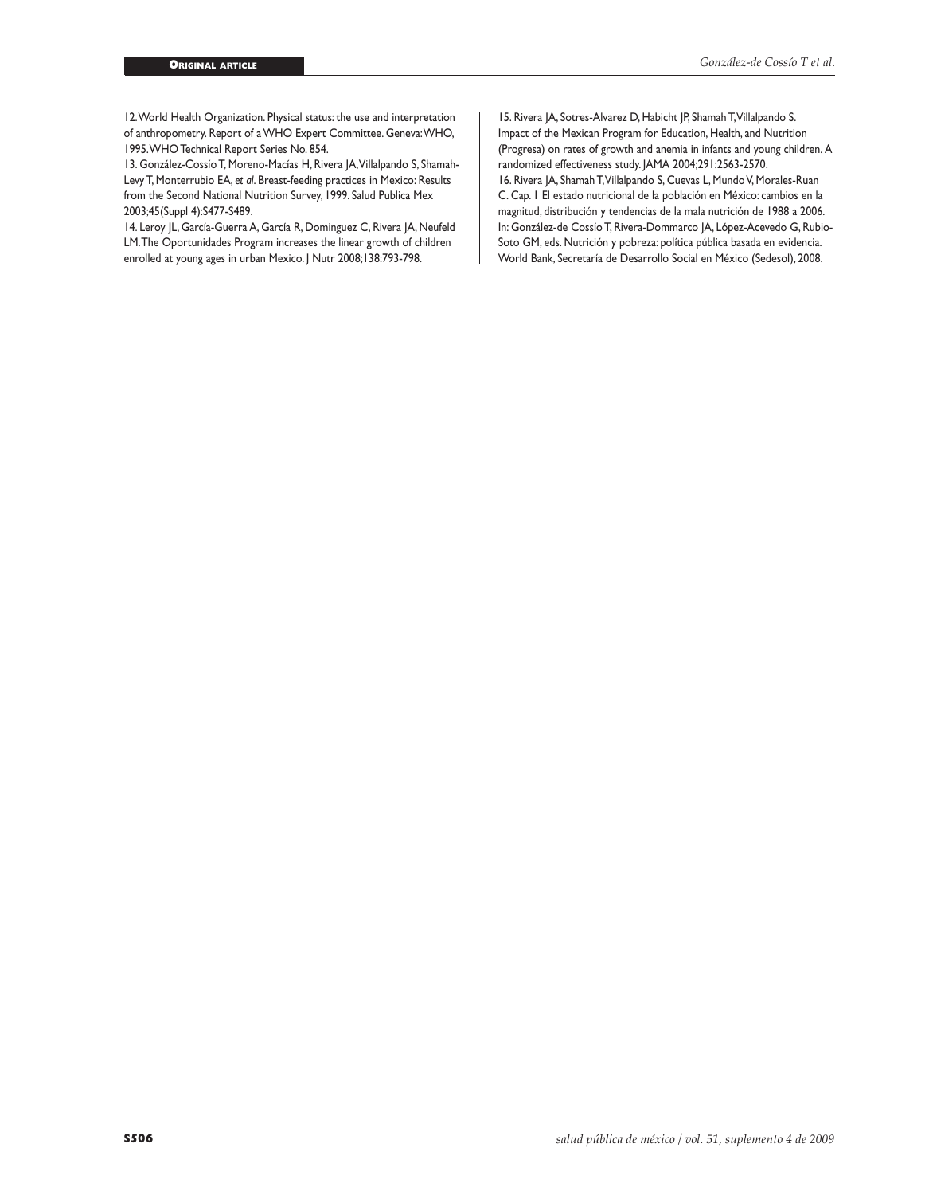12. World Health Organization. Physical status: the use and interpretation of anthropometry. Report of a WHO Expert Committee. Geneva: WHO, 1995. WHO Technical Report Series No. 854.

13. González-Cossío T, Moreno-Macías H, Rivera JA, Villalpando S, Shamah-Levy T, Monterrubio EA, *et al*. Breast-feeding practices in Mexico: Results from the Second National Nutrition Survey, 1999. Salud Publica Mex 2003;45(Suppl 4):S477-S489.

14. Leroy JL, García-Guerra A, García R, Dominguez C, Rivera JA, Neufeld LM. The Oportunidades Program increases the linear growth of children enrolled at young ages in urban Mexico. J Nutr 2008;138:793-798.

15. Rivera JA, Sotres-Alvarez D, Habicht JP, Shamah T, Villalpando S. Impact of the Mexican Program for Education, Health, and Nutrition (Progresa) on rates of growth and anemia in infants and young children. A randomized effectiveness study. JAMA 2004;291:2563-2570.

16. Rivera JA, Shamah T, Villalpando S, Cuevas L, Mundo V, Morales-Ruan C. Cap. 1 El estado nutricional de la población en México: cambios en la magnitud, distribución y tendencias de la mala nutrición de 1988 a 2006. In: González-de Cossío T, Rivera-Dommarco JA, López-Acevedo G, Rubio-Soto GM, eds. Nutrición y pobreza: política pública basada en evidencia. World Bank, Secretaría de Desarrollo Social en México (Sedesol), 2008.